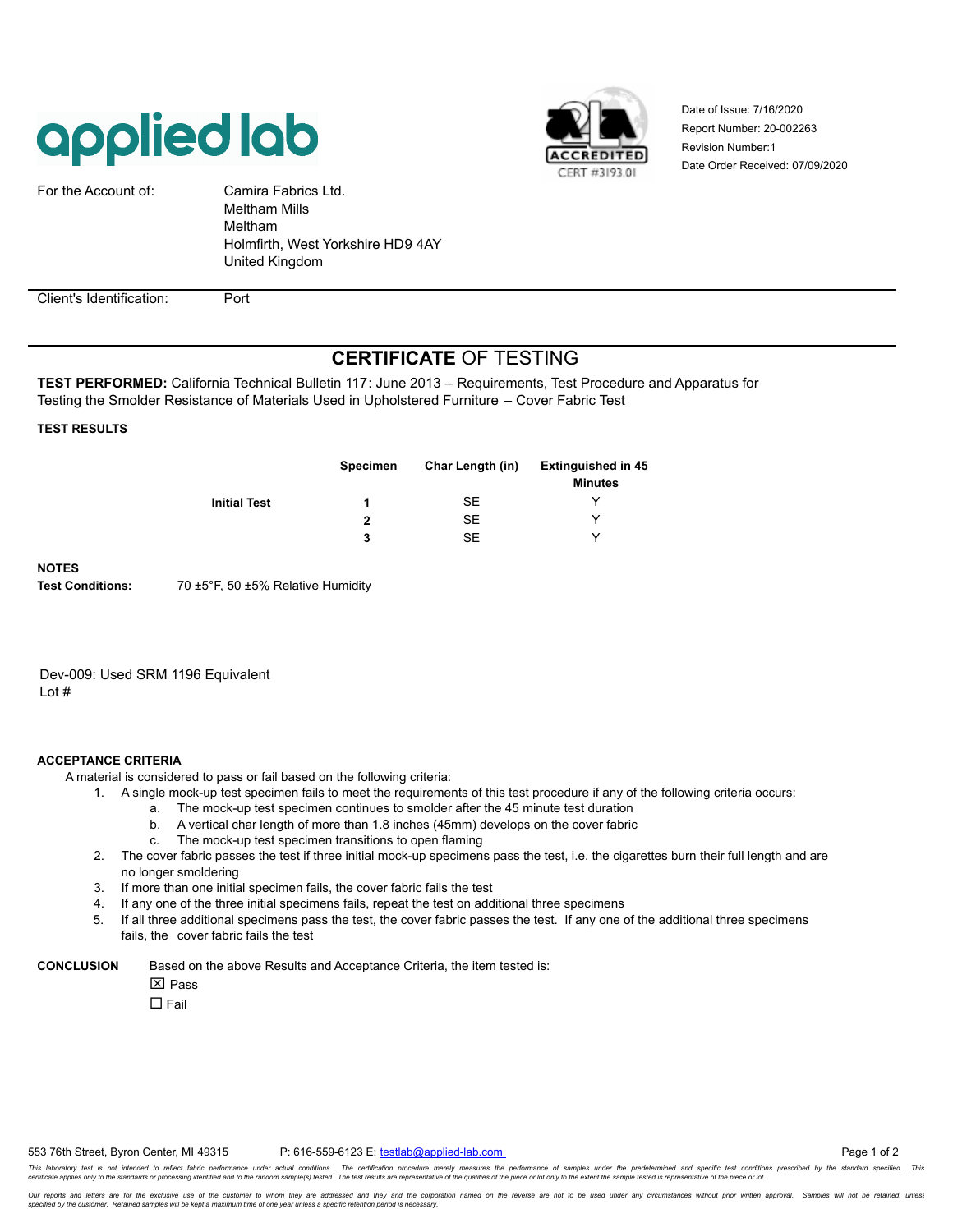applied lab

A2LA ACCREDITED CERT #3193.01

Date of Issue: 7/16/2020
Report Number: 20-002263
Revision Number:1
Date Order Received: 07/09/2020

For the Account of: Camira Fabrics Ltd.
Meltham Mills
Meltham
Holmfirth, West Yorkshire HD9 4AY
United Kingdom

Client's Identification: Port

# CERTIFICATE OF TESTING

**TEST PERFORMED:** California Technical Bulletin 117: June 2013 – Requirements, Test Procedure and Apparatus for Testing the Smolder Resistance of Materials Used in Upholstered Furniture – Cover Fabric Test

**TEST RESULTS**

| | Specimen | Char Length (in) | Extinguished in 45 Minutes |
|---|---|---|---|
| **Initial Test** | **1** | SE | Y |
| | **2** | SE | Y |
| | **3** | SE | Y |

**NOTES**

**Test Conditions:** 70 ±5°F, 50 ±5% Relative Humidity

Dev-009: Used SRM 1196 Equivalent
Lot #

**ACCEPTANCE CRITERIA**

A material is considered to pass or fail based on the following criteria:

1. A single mock-up test specimen fails to meet the requirements of this test procedure if any of the following criteria occurs:
   a. The mock-up test specimen continues to smolder after the 45 minute test duration
   b. A vertical char length of more than 1.8 inches (45mm) develops on the cover fabric
   c. The mock-up test specimen transitions to open flaming
2. The cover fabric passes the test if three initial mock-up specimens pass the test, i.e. the cigarettes burn their full length and are no longer smoldering
3. If more than one initial specimen fails, the cover fabric fails the test
4. If any one of the three initial specimens fails, repeat the test on additional three specimens
5. If all three additional specimens pass the test, the cover fabric passes the test. If any one of the additional three specimens fails, the cover fabric fails the test

**CONCLUSION** Based on the above Results and Acceptance Criteria, the item tested is:

☒ Pass

☐ Fail

553 76th Street, Byron Center, MI 49315 P: 616-559-6123 E: testlab@applied-lab.com

*This laboratory test is not intended to reflect fabric performance under actual conditions. The certification procedure merely measures the performance of samples under the predetermined and specific test conditions prescribed by the standard specified. This certificate applies only to the standards or processing identified and to the random sample(s) tested. The test results are representative of the qualities of the piece or lot only to the extent the sample tested is representative of the piece or lot.*

*Our reports and letters are for the exclusive use of the customer to whom they are addressed and they and the corporation named on the reverse are not to be used under any circumstances without prior written approval. Samples will not be retained, unless specified by the customer. Retained samples will be kept a maximum time of one year unless a specific retention period is necessary.*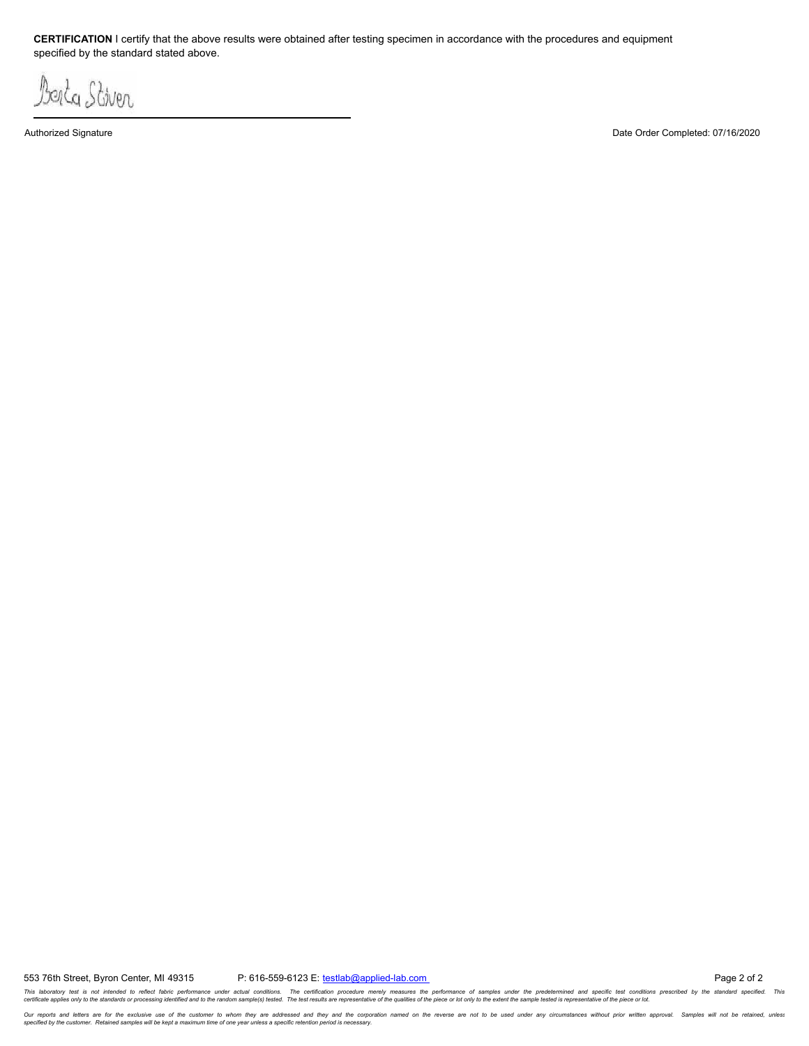**CERTIFICATION** I certify that the above results were obtained after testing specimen in accordance with the procedures and equipment specified by the standard stated above.

Authorized Signature

Date Order Completed: 07/16/2020

553 76th Street, Byron Center, MI 49315 P: 616-559-6123 E: testlab@applied-lab.com

*This laboratory test is not intended to reflect fabric performance under actual conditions. The certification procedure merely measures the performance of samples under the predetermined and specific test conditions prescribed by the standard specified. This certificate applies only to the standards or processing identified and to the random sample(s) tested. The test results are representative of the qualities of the piece or lot only to the extent the sample tested is representative of the piece or lot.*

*Our reports and letters are for the exclusive use of the customer to whom they are addressed and they and the corporation named on the reverse are not to be used under any circumstances without prior written approval. Samples will not be retained, unless specified by the customer. Retained samples will be kept a maximum time of one year unless a specific retention period is necessary.*